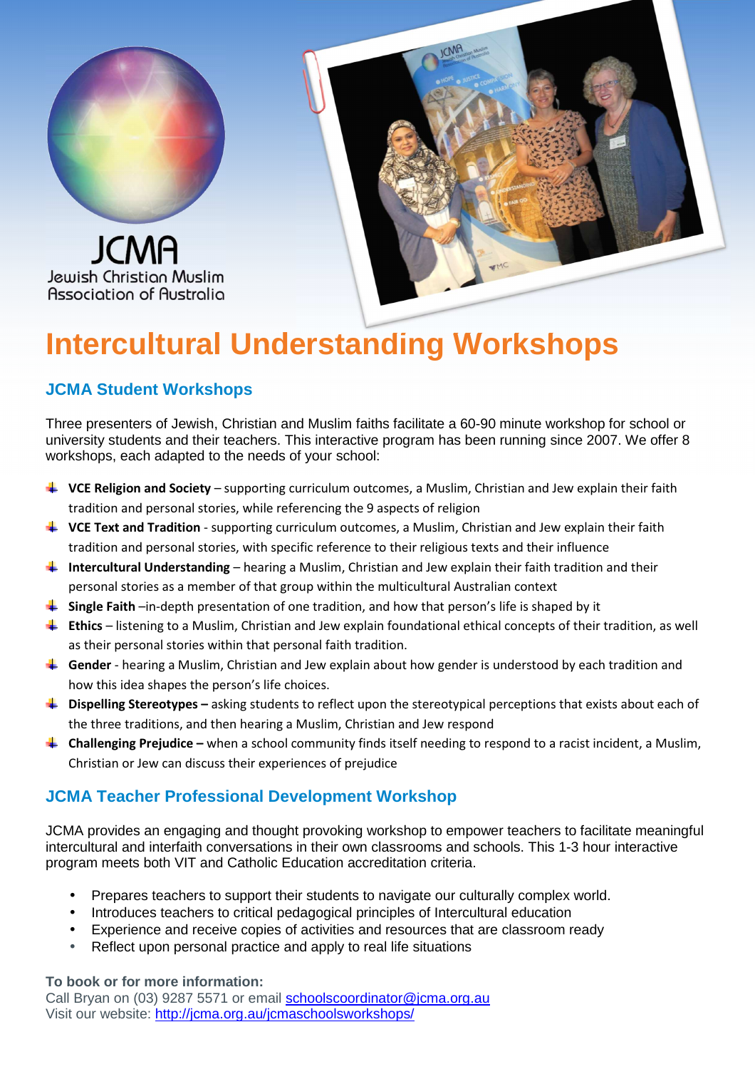JCMA
Jewish Christian Muslim
Association of Australia

# Intercultural Understanding Workshops

## JCMA Student Workshops

Three presenters of Jewish, Christian and Muslim faiths facilitate a 60-90 minute workshop for school or university students and their teachers. This interactive program has been running since 2007. We offer 8 workshops, each adapted to the needs of your school:

- **VCE Religion and Society** – supporting curriculum outcomes, a Muslim, Christian and Jew explain their faith tradition and personal stories, while referencing the 9 aspects of religion
- **VCE Text and Tradition** - supporting curriculum outcomes, a Muslim, Christian and Jew explain their faith tradition and personal stories, with specific reference to their religious texts and their influence
- **Intercultural Understanding** – hearing a Muslim, Christian and Jew explain their faith tradition and their personal stories as a member of that group within the multicultural Australian context
- **Single Faith** –in-depth presentation of one tradition, and how that person's life is shaped by it
- **Ethics** – listening to a Muslim, Christian and Jew explain foundational ethical concepts of their tradition, as well as their personal stories within that personal faith tradition.
- **Gender** - hearing a Muslim, Christian and Jew explain about how gender is understood by each tradition and how this idea shapes the person's life choices.
- **Dispelling Stereotypes –** asking students to reflect upon the stereotypical perceptions that exists about each of the three traditions, and then hearing a Muslim, Christian and Jew respond
- **Challenging Prejudice –** when a school community finds itself needing to respond to a racist incident, a Muslim, Christian or Jew can discuss their experiences of prejudice

## JCMA Teacher Professional Development Workshop

JCMA provides an engaging and thought provoking workshop to empower teachers to facilitate meaningful intercultural and interfaith conversations in their own classrooms and schools. This 1-3 hour interactive program meets both VIT and Catholic Education accreditation criteria.

- Prepares teachers to support their students to navigate our culturally complex world.
- Introduces teachers to critical pedagogical principles of Intercultural education
- Experience and receive copies of activities and resources that are classroom ready
- Reflect upon personal practice and apply to real life situations

**To book or for more information:**
Call Bryan on (03) 9287 5571 or email schoolscoordinator@jcma.org.au
Visit our website: http://jcma.org.au/jcmaschoolsworkshops/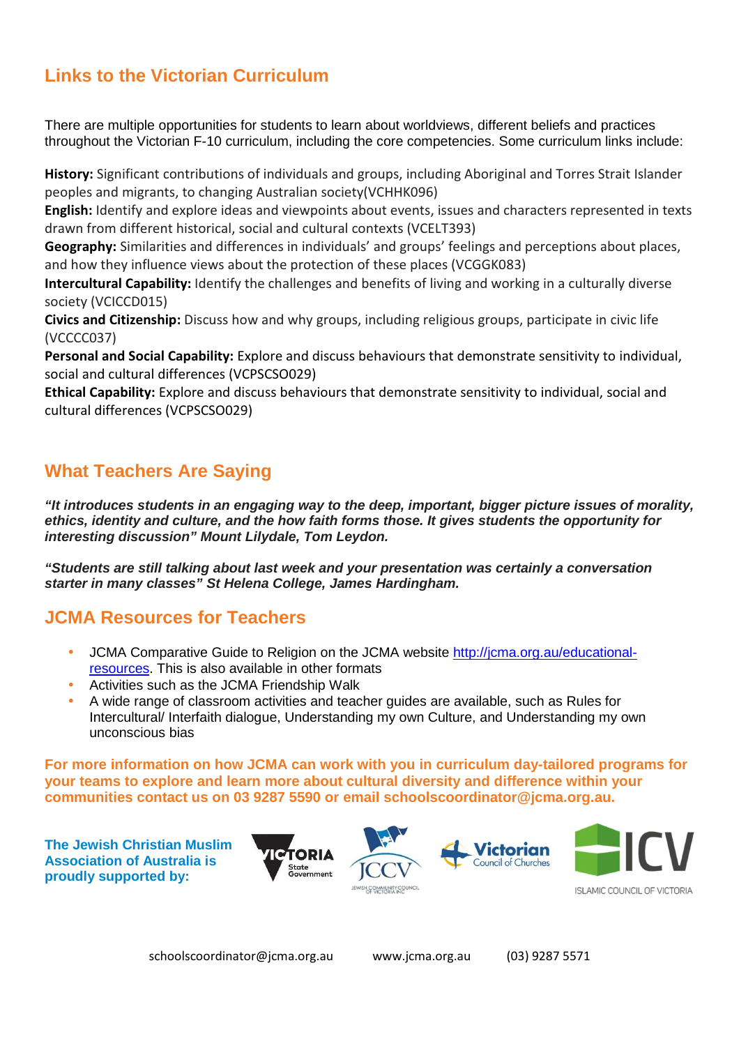## Links to the Victorian Curriculum

There are multiple opportunities for students to learn about worldviews, different beliefs and practices throughout the Victorian F-10 curriculum, including the core competencies. Some curriculum links include:

**History:** Significant contributions of individuals and groups, including Aboriginal and Torres Strait Islander peoples and migrants, to changing Australian society(VCHHK096)
**English:** Identify and explore ideas and viewpoints about events, issues and characters represented in texts drawn from different historical, social and cultural contexts (VCELT393)
**Geography:** Similarities and differences in individuals' and groups' feelings and perceptions about places, and how they influence views about the protection of these places (VCGGK083)
**Intercultural Capability:** Identify the challenges and benefits of living and working in a culturally diverse society (VCICCD015)
**Civics and Citizenship:** Discuss how and why groups, including religious groups, participate in civic life (VCCCC037)
**Personal and Social Capability:** Explore and discuss behaviours that demonstrate sensitivity to individual, social and cultural differences (VCPSCSO029)
**Ethical Capability:** Explore and discuss behaviours that demonstrate sensitivity to individual, social and cultural differences (VCPSCSO029)

## What Teachers Are Saying

***"It introduces students in an engaging way to the deep, important, bigger picture issues of morality, ethics, identity and culture, and the how faith forms those. It gives students the opportunity for interesting discussion" Mount Lilydale, Tom Leydon.***

***"Students are still talking about last week and your presentation was certainly a conversation starter in many classes" St Helena College, James Hardingham.***

## JCMA Resources for Teachers

- JCMA Comparative Guide to Religion on the JCMA website http://jcma.org.au/educational-resources. This is also available in other formats
- Activities such as the JCMA Friendship Walk
- A wide range of classroom activities and teacher guides are available, such as Rules for Intercultural/ Interfaith dialogue, Understanding my own Culture, and Understanding my own unconscious bias

**For more information on how JCMA can work with you in curriculum day-tailored programs for your teams to explore and learn more about cultural diversity and difference within your communities contact us on 03 9287 5590 or email schoolscoordinator@jcma.org.au.**

**The Jewish Christian Muslim Association of Australia is proudly supported by:**

VICTORIA State Government

JCCV JEWISH COMMUNITY COUNCIL OF VICTORIA INC

Victorian Council of Churches

ICV ISLAMIC COUNCIL OF VICTORIA

schoolscoordinator@jcma.org.au www.jcma.org.au (03) 9287 5571